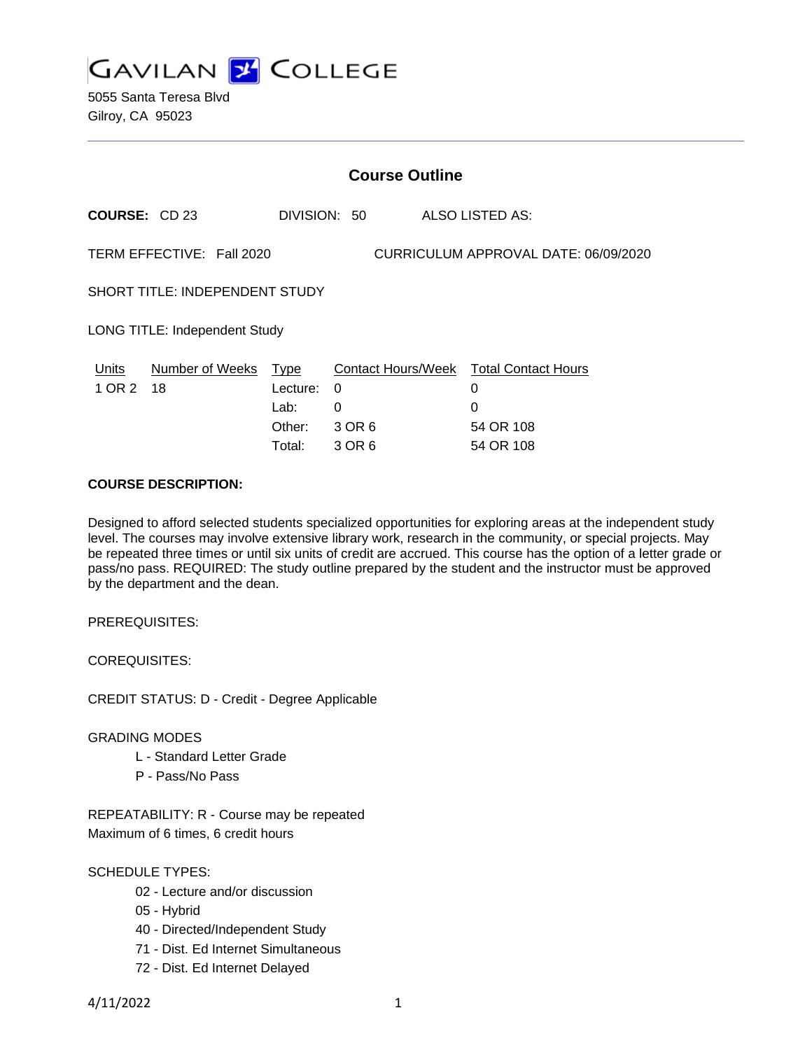# GAVILAN COLLEGE

5055 Santa Teresa Blvd
Gilroy, CA 95023

---

## Course Outline

**COURSE:** CD 23 DIVISION: 50 ALSO LISTED AS:

TERM EFFECTIVE: Fall 2020 CURRICULUM APPROVAL DATE: 06/09/2020

SHORT TITLE: INDEPENDENT STUDY

LONG TITLE: Independent Study

| Units | Number of Weeks | Type | Contact Hours/Week | Total Contact Hours |
|---|---|---|---|---|
| 1 OR 2 | 18 | Lecture: | 0 | 0 |
| | | Lab: | 0 | 0 |
| | | Other: | 3 OR 6 | 54 OR 108 |
| | | Total: | 3 OR 6 | 54 OR 108 |

**COURSE DESCRIPTION:**

Designed to afford selected students specialized opportunities for exploring areas at the independent study level. The courses may involve extensive library work, research in the community, or special projects. May be repeated three times or until six units of credit are accrued. This course has the option of a letter grade or pass/no pass. REQUIRED: The study outline prepared by the student and the instructor must be approved by the department and the dean.

PREREQUISITES:

COREQUISITES:

CREDIT STATUS: D - Credit - Degree Applicable

GRADING MODES

- L - Standard Letter Grade
- P - Pass/No Pass

REPEATABILITY: R - Course may be repeated
Maximum of 6 times, 6 credit hours

SCHEDULE TYPES:

- 02 - Lecture and/or discussion
- 05 - Hybrid
- 40 - Directed/Independent Study
- 71 - Dist. Ed Internet Simultaneous
- 72 - Dist. Ed Internet Delayed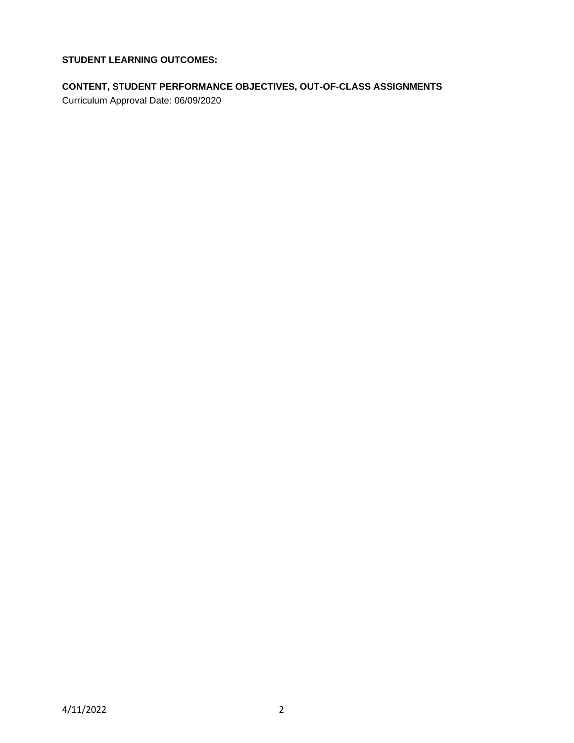**STUDENT LEARNING OUTCOMES:**

**CONTENT, STUDENT PERFORMANCE OBJECTIVES, OUT-OF-CLASS ASSIGNMENTS**

Curriculum Approval Date: 06/09/2020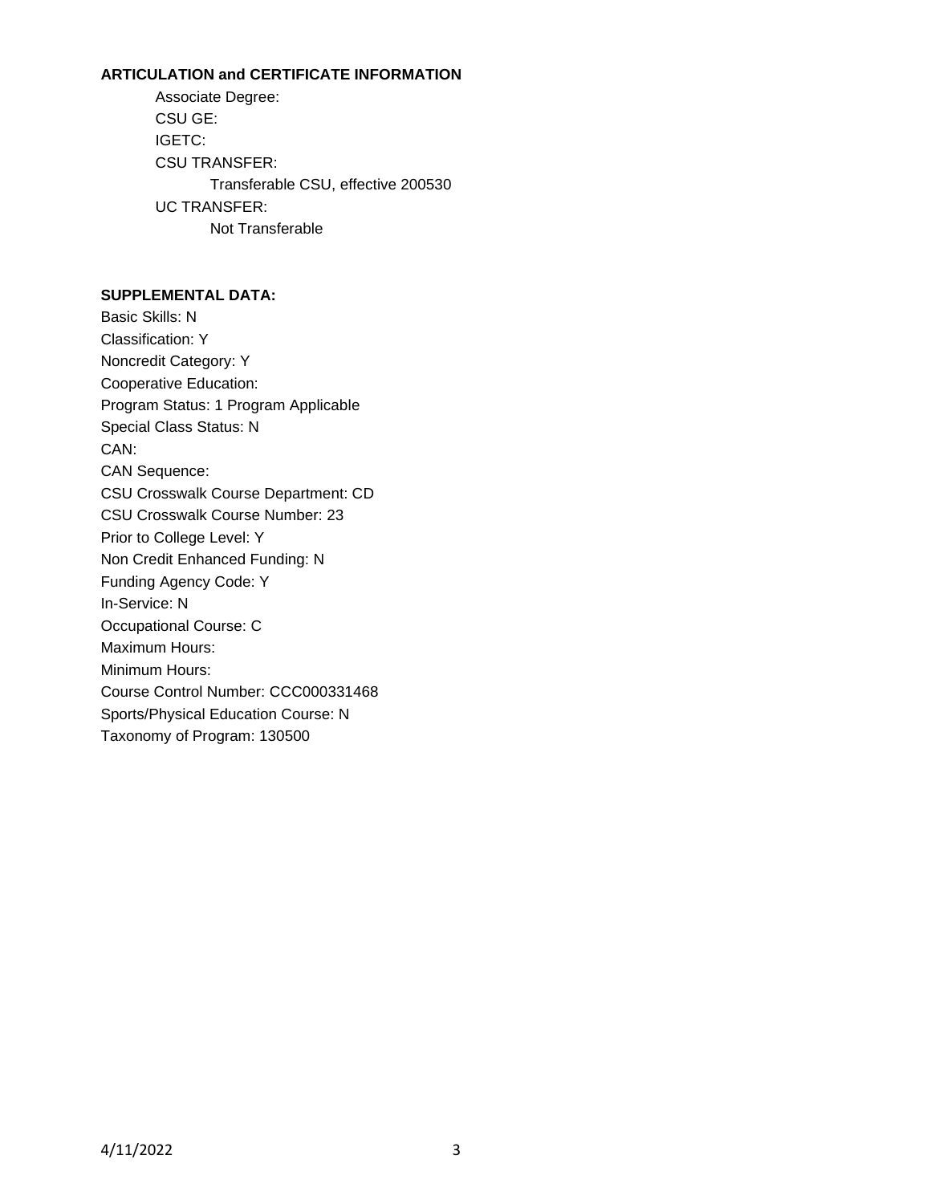**ARTICULATION and CERTIFICATE INFORMATION**

Associate Degree:

CSU GE:

IGETC:

CSU TRANSFER:

Transferable CSU, effective 200530

UC TRANSFER:

Not Transferable

**SUPPLEMENTAL DATA:**

Basic Skills: N

Classification: Y

Noncredit Category: Y

Cooperative Education:

Program Status: 1 Program Applicable

Special Class Status: N

CAN:

CAN Sequence:

CSU Crosswalk Course Department: CD

CSU Crosswalk Course Number: 23

Prior to College Level: Y

Non Credit Enhanced Funding: N

Funding Agency Code: Y

In-Service: N

Occupational Course: C

Maximum Hours:

Minimum Hours:

Course Control Number: CCC000331468

Sports/Physical Education Course: N

Taxonomy of Program: 130500